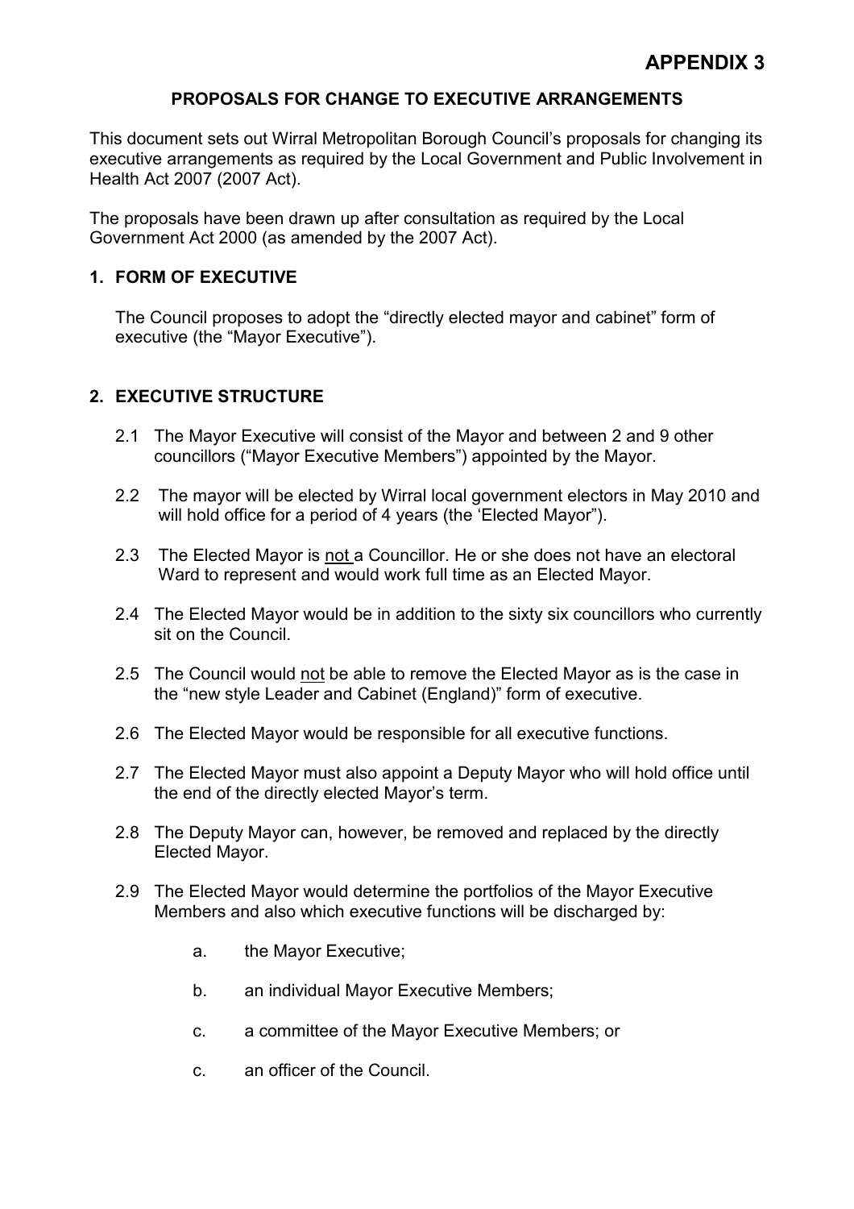# APPENDIX 3

## PROPOSALS FOR CHANGE TO EXECUTIVE ARRANGEMENTS

This document sets out Wirral Metropolitan Borough Council's proposals for changing its executive arrangements as required by the Local Government and Public Involvement in Health Act 2007 (2007 Act).

The proposals have been drawn up after consultation as required by the Local Government Act 2000 (as amended by the 2007 Act).

### 1. FORM OF EXECUTIVE

The Council proposes to adopt the "directly elected mayor and cabinet" form of executive (the "Mayor Executive").

### 2. EXECUTIVE STRUCTURE

2.1 The Mayor Executive will consist of the Mayor and between 2 and 9 other councillors ("Mayor Executive Members") appointed by the Mayor.

2.2 The mayor will be elected by Wirral local government electors in May 2010 and will hold office for a period of 4 years (the 'Elected Mayor").

2.3 The Elected Mayor is <u>not</u> a Councillor. He or she does not have an electoral Ward to represent and would work full time as an Elected Mayor.

2.4 The Elected Mayor would be in addition to the sixty six councillors who currently sit on the Council.

2.5 The Council would <u>not</u> be able to remove the Elected Mayor as is the case in the "new style Leader and Cabinet (England)" form of executive.

2.6 The Elected Mayor would be responsible for all executive functions.

2.7 The Elected Mayor must also appoint a Deputy Mayor who will hold office until the end of the directly elected Mayor's term.

2.8 The Deputy Mayor can, however, be removed and replaced by the directly Elected Mayor.

2.9 The Elected Mayor would determine the portfolios of the Mayor Executive Members and also which executive functions will be discharged by:

a. the Mayor Executive;

b. an individual Mayor Executive Members;

c. a committee of the Mayor Executive Members; or

c. an officer of the Council.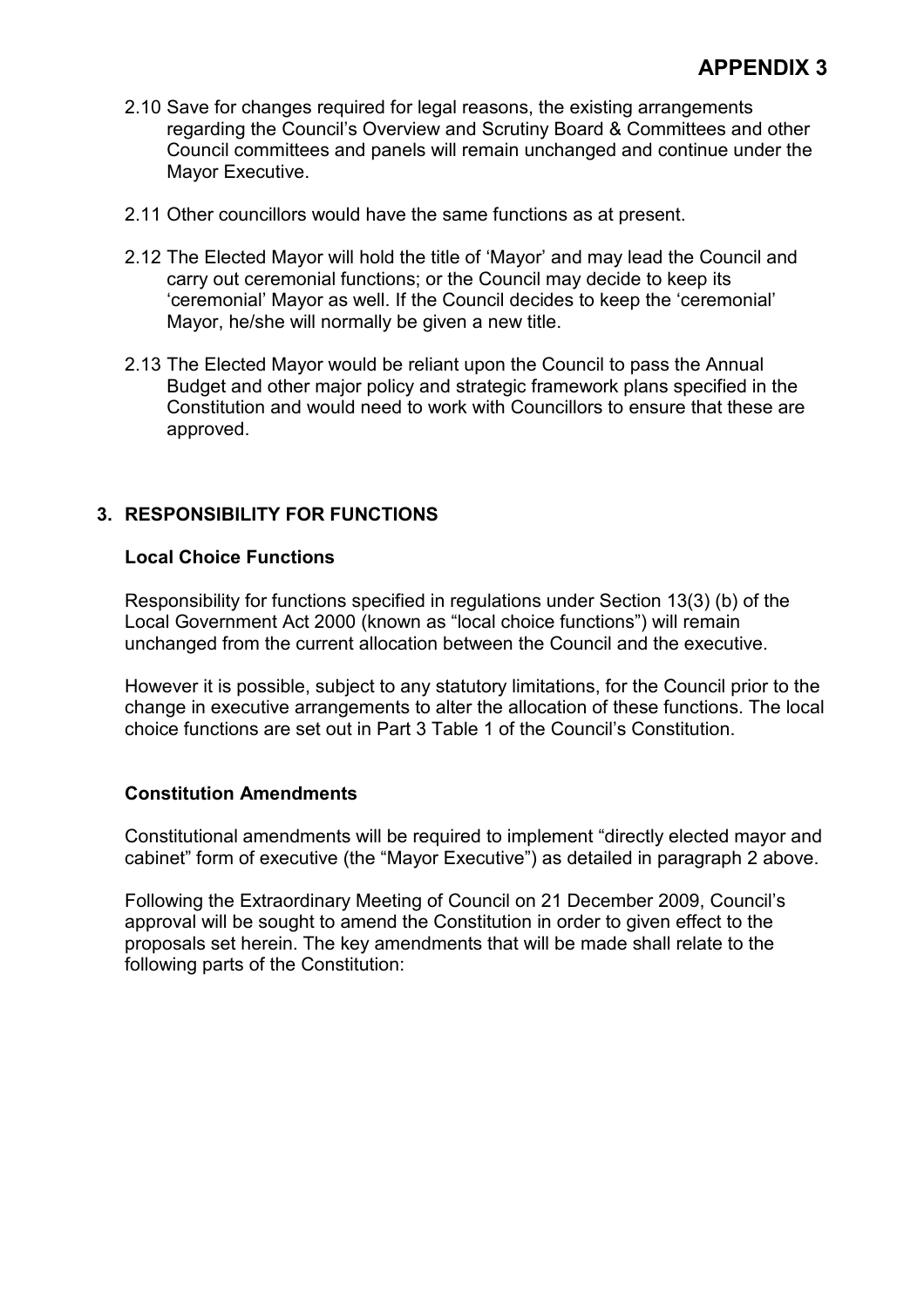2.10 Save for changes required for legal reasons, the existing arrangements regarding the Council's Overview and Scrutiny Board & Committees and other Council committees and panels will remain unchanged and continue under the Mayor Executive.

2.11 Other councillors would have the same functions as at present.

2.12 The Elected Mayor will hold the title of 'Mayor' and may lead the Council and carry out ceremonial functions; or the Council may decide to keep its 'ceremonial' Mayor as well. If the Council decides to keep the 'ceremonial' Mayor, he/she will normally be given a new title.

2.13 The Elected Mayor would be reliant upon the Council to pass the Annual Budget and other major policy and strategic framework plans specified in the Constitution and would need to work with Councillors to ensure that these are approved.

## 3. RESPONSIBILITY FOR FUNCTIONS

### Local Choice Functions

Responsibility for functions specified in regulations under Section 13(3) (b) of the Local Government Act 2000 (known as "local choice functions") will remain unchanged from the current allocation between the Council and the executive.

However it is possible, subject to any statutory limitations, for the Council prior to the change in executive arrangements to alter the allocation of these functions. The local choice functions are set out in Part 3 Table 1 of the Council's Constitution.

### Constitution Amendments

Constitutional amendments will be required to implement "directly elected mayor and cabinet" form of executive (the "Mayor Executive") as detailed in paragraph 2 above.

Following the Extraordinary Meeting of Council on 21 December 2009, Council's approval will be sought to amend the Constitution in order to given effect to the proposals set herein. The key amendments that will be made shall relate to the following parts of the Constitution: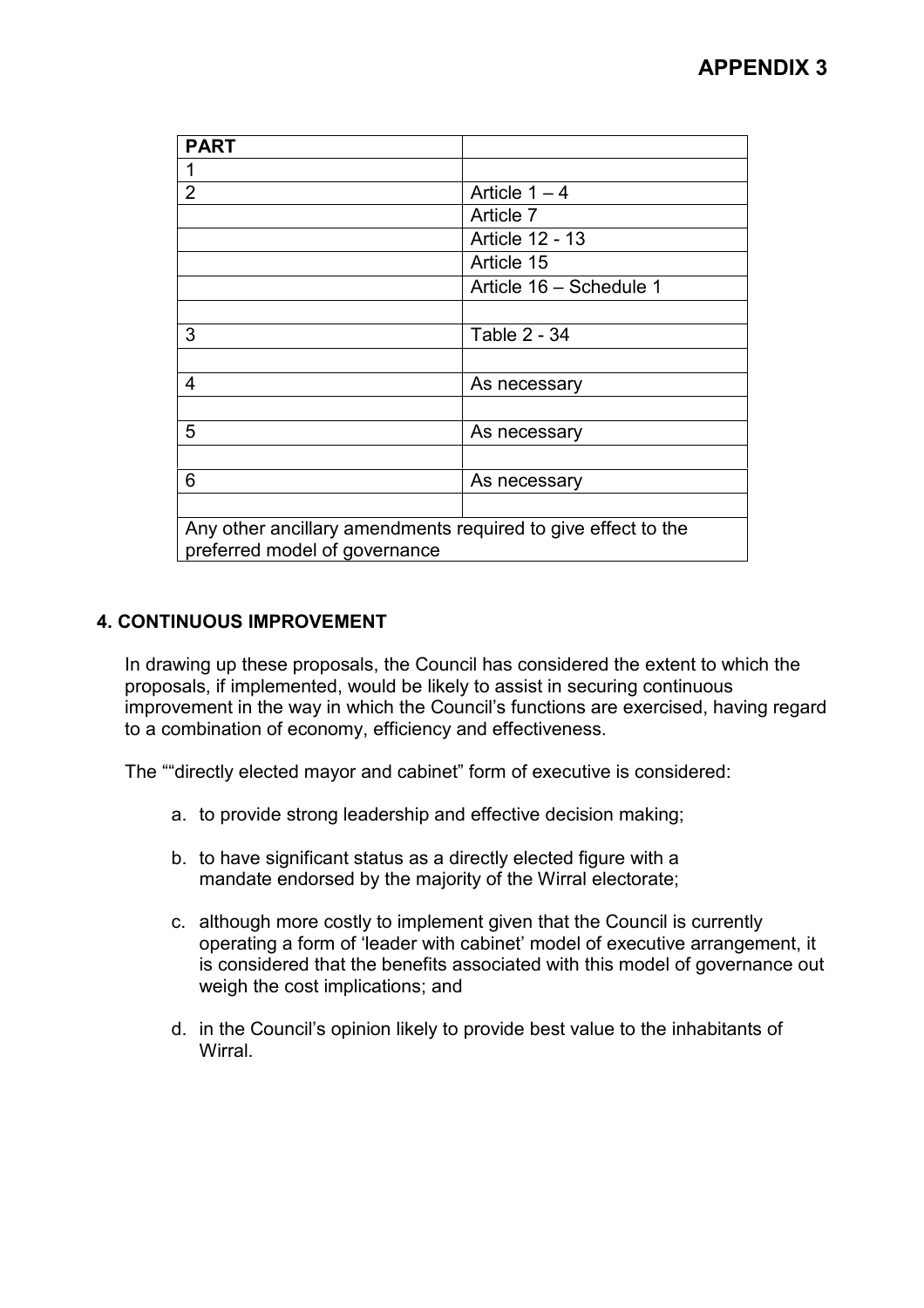**APPENDIX 3**

| **PART** | |
|---|---|
| 1 | |
| 2 | Article 1 – 4 |
| | Article 7 |
| | Article 12 - 13 |
| | Article 15 |
| | Article 16 – Schedule 1 |
| | |
| 3 | Table 2 - 34 |
| | |
| 4 | As necessary |
| | |
| 5 | As necessary |
| | |
| 6 | As necessary |
| | |
| Any other ancillary amendments required to give effect to the preferred model of governance | |

**4. CONTINUOUS IMPROVEMENT**

In drawing up these proposals, the Council has considered the extent to which the proposals, if implemented, would be likely to assist in securing continuous improvement in the way in which the Council's functions are exercised, having regard to a combination of economy, efficiency and effectiveness.

The ""directly elected mayor and cabinet" form of executive is considered:

a. to provide strong leadership and effective decision making;

b. to have significant status as a directly elected figure with a mandate endorsed by the majority of the Wirral electorate;

c. although more costly to implement given that the Council is currently operating a form of 'leader with cabinet' model of executive arrangement, it is considered that the benefits associated with this model of governance out weigh the cost implications; and

d. in the Council's opinion likely to provide best value to the inhabitants of Wirral.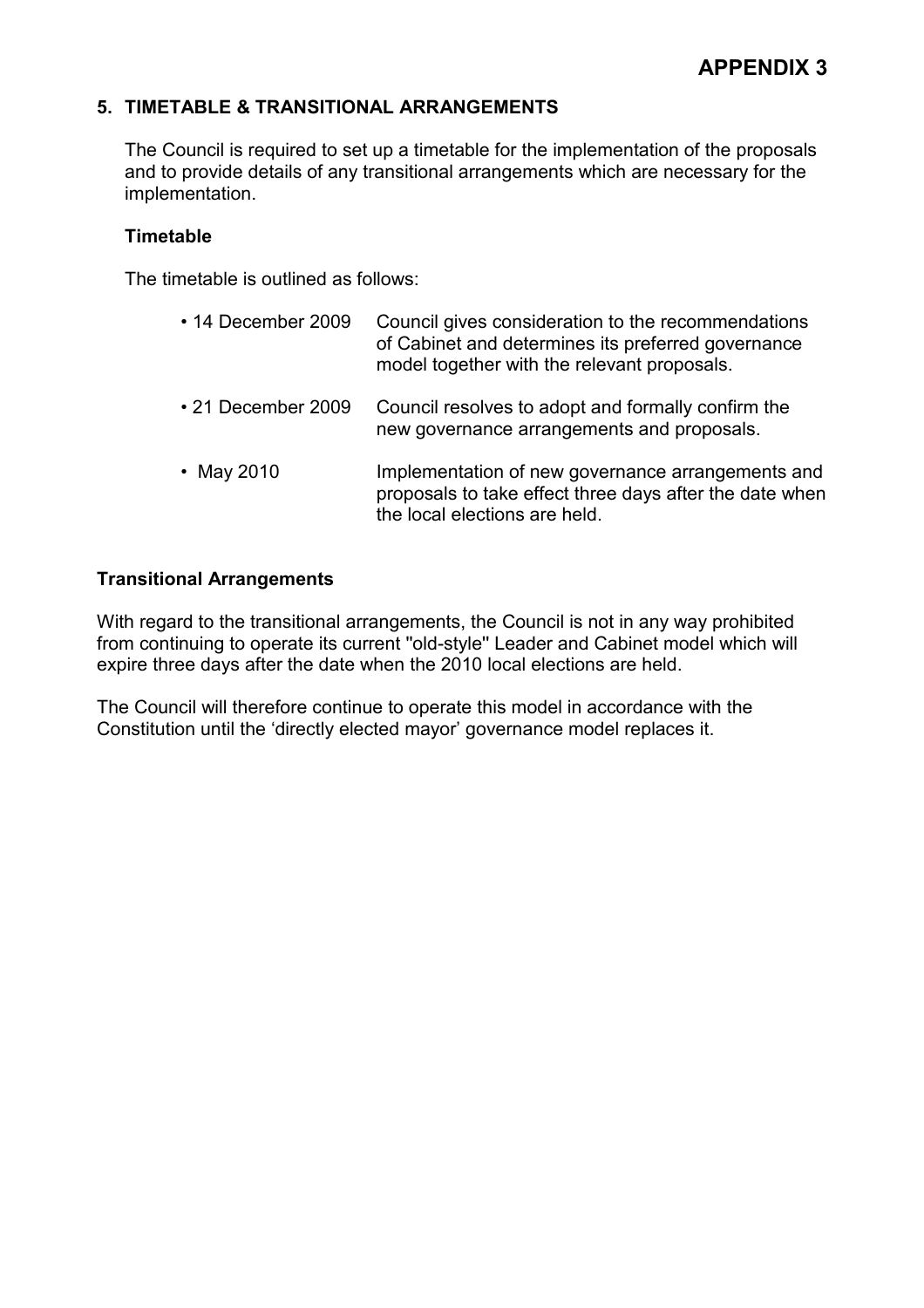**APPENDIX 3**

## 5. TIMETABLE & TRANSITIONAL ARRANGEMENTS

The Council is required to set up a timetable for the implementation of the proposals and to provide details of any transitional arrangements which are necessary for the implementation.

### Timetable

The timetable is outlined as follows:

- 14 December 2009 — Council gives consideration to the recommendations of Cabinet and determines its preferred governance model together with the relevant proposals.
- 21 December 2009 — Council resolves to adopt and formally confirm the new governance arrangements and proposals.
- May 2010 — Implementation of new governance arrangements and proposals to take effect three days after the date when the local elections are held.

### Transitional Arrangements

With regard to the transitional arrangements, the Council is not in any way prohibited from continuing to operate its current "old-style" Leader and Cabinet model which will expire three days after the date when the 2010 local elections are held.

The Council will therefore continue to operate this model in accordance with the Constitution until the 'directly elected mayor' governance model replaces it.